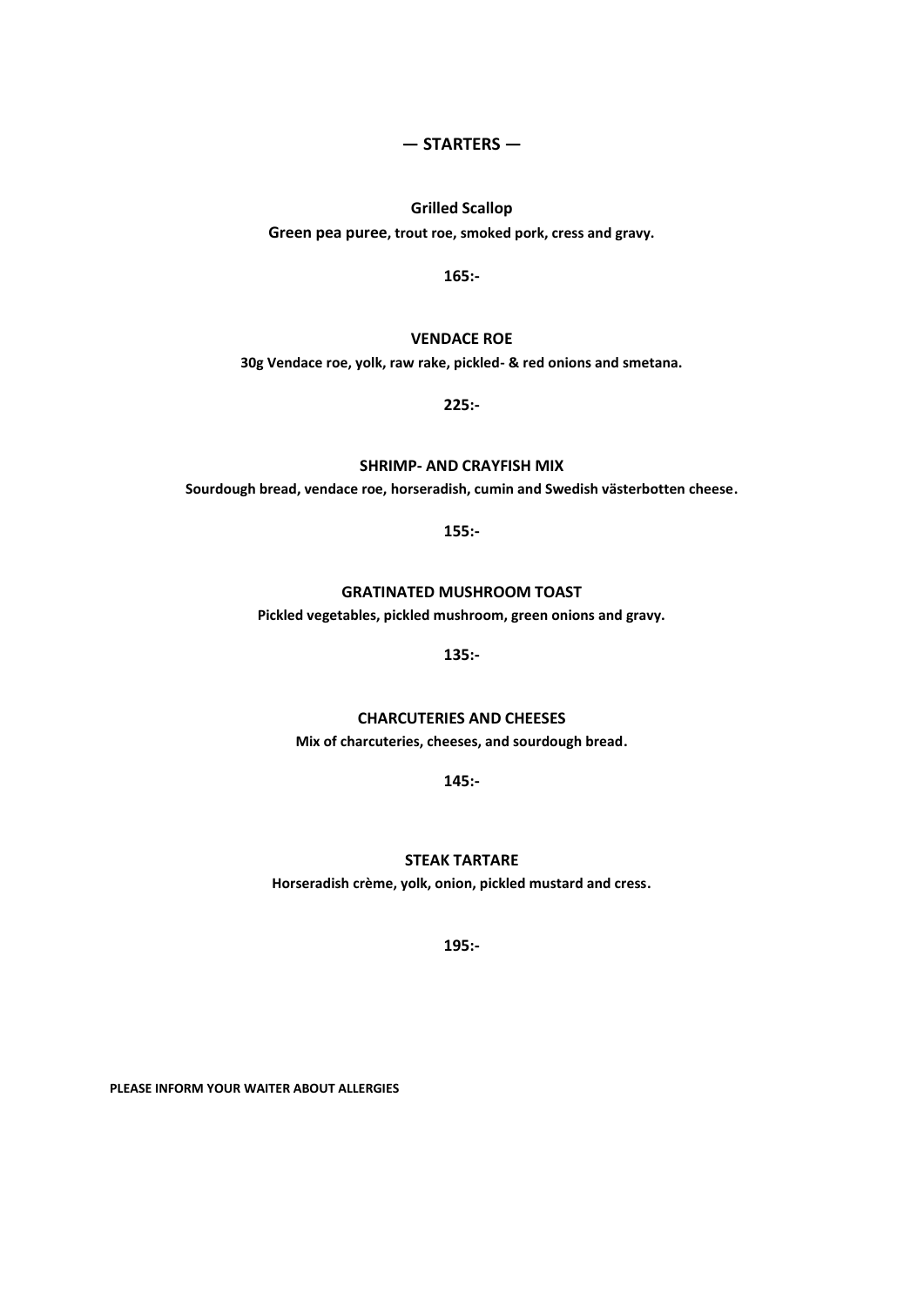# — STARTERS —

**Grilled Scallop**

**Green pea puree, trout roe, smoked pork, cress and gravy.**

**165:-**

**VENDACE ROE**

**30g Vendace roe, yolk, raw rake, pickled- & red onions and smetana.**

**225:-**

**SHRIMP- AND CRAYFISH MIX**

**Sourdough bread, vendace roe, horseradish, cumin and Swedish västerbotten cheese.**

**155:-**

**GRATINATED MUSHROOM TOAST**

**Pickled vegetables, pickled mushroom, green onions and gravy.**

**135:-**

**CHARCUTERIES AND CHEESES**

**Mix of charcuteries, cheeses, and sourdough bread.**

**145:-**

**STEAK TARTARE**

**Horseradish crème, yolk, onion, pickled mustard and cress.**

**195:-**

**PLEASE INFORM YOUR WAITER ABOUT ALLERGIES**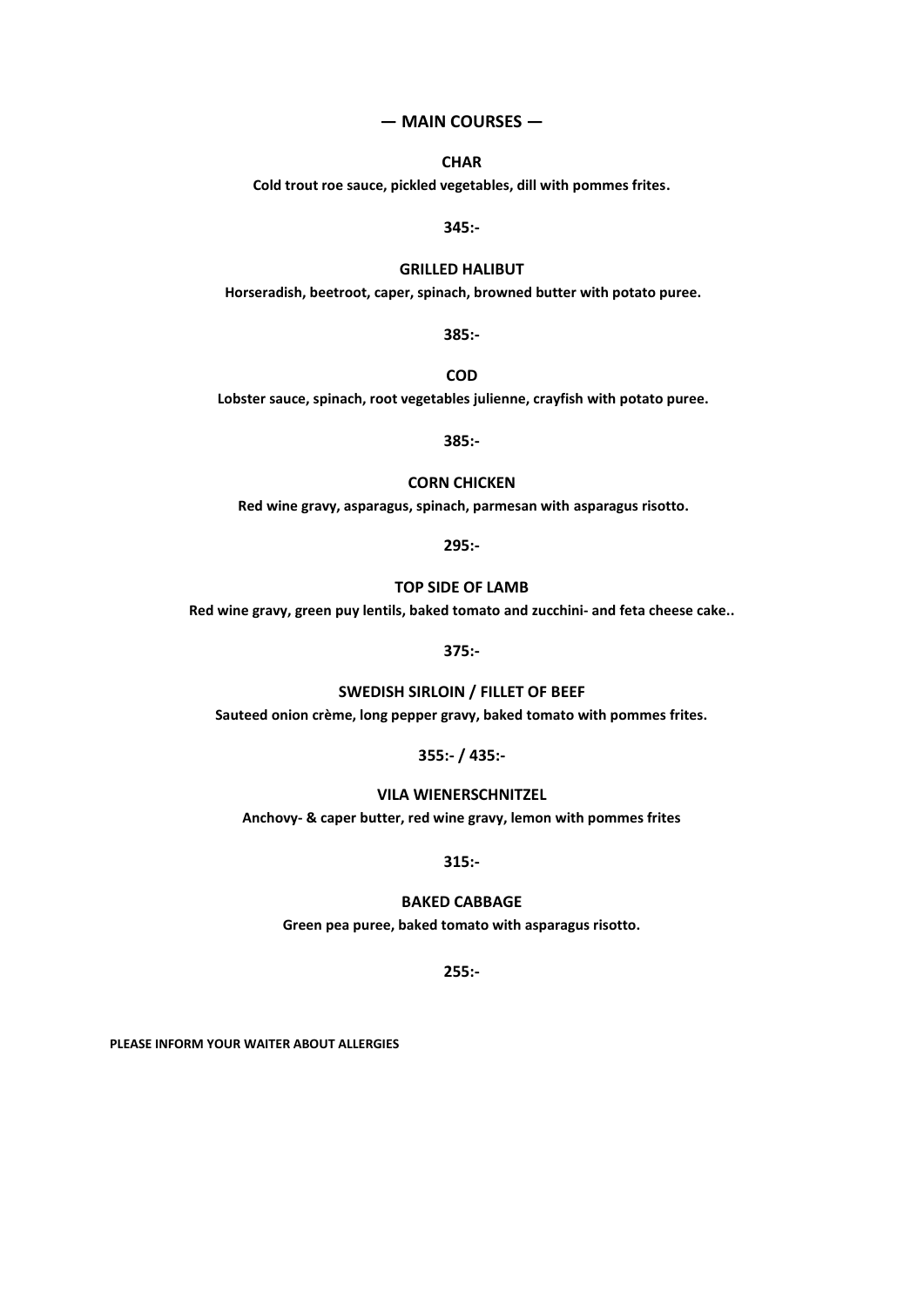# — MAIN COURSES —

**CHAR**

**Cold trout roe sauce, pickled vegetables, dill with pommes frites.**

**345:-**

**GRILLED HALIBUT**

**Horseradish, beetroot, caper, spinach, browned butter with potato puree.**

**385:-**

**COD**

**Lobster sauce, spinach, root vegetables julienne, crayfish with potato puree.**

**385:-**

**CORN CHICKEN**

**Red wine gravy, asparagus, spinach, parmesan with asparagus risotto.**

**295:-**

**TOP SIDE OF LAMB**

**Red wine gravy, green puy lentils, baked tomato and zucchini- and feta cheese cake..**

**375:-**

**SWEDISH SIRLOIN / FILLET OF BEEF**

**Sauteed onion crème, long pepper gravy, baked tomato with pommes frites.**

**355:- / 435:-**

**VILA WIENERSCHNITZEL**

**Anchovy- & caper butter, red wine gravy, lemon with pommes frites**

**315:-**

**BAKED CABBAGE**

**Green pea puree, baked tomato with asparagus risotto.**

**255:-**

**PLEASE INFORM YOUR WAITER ABOUT ALLERGIES**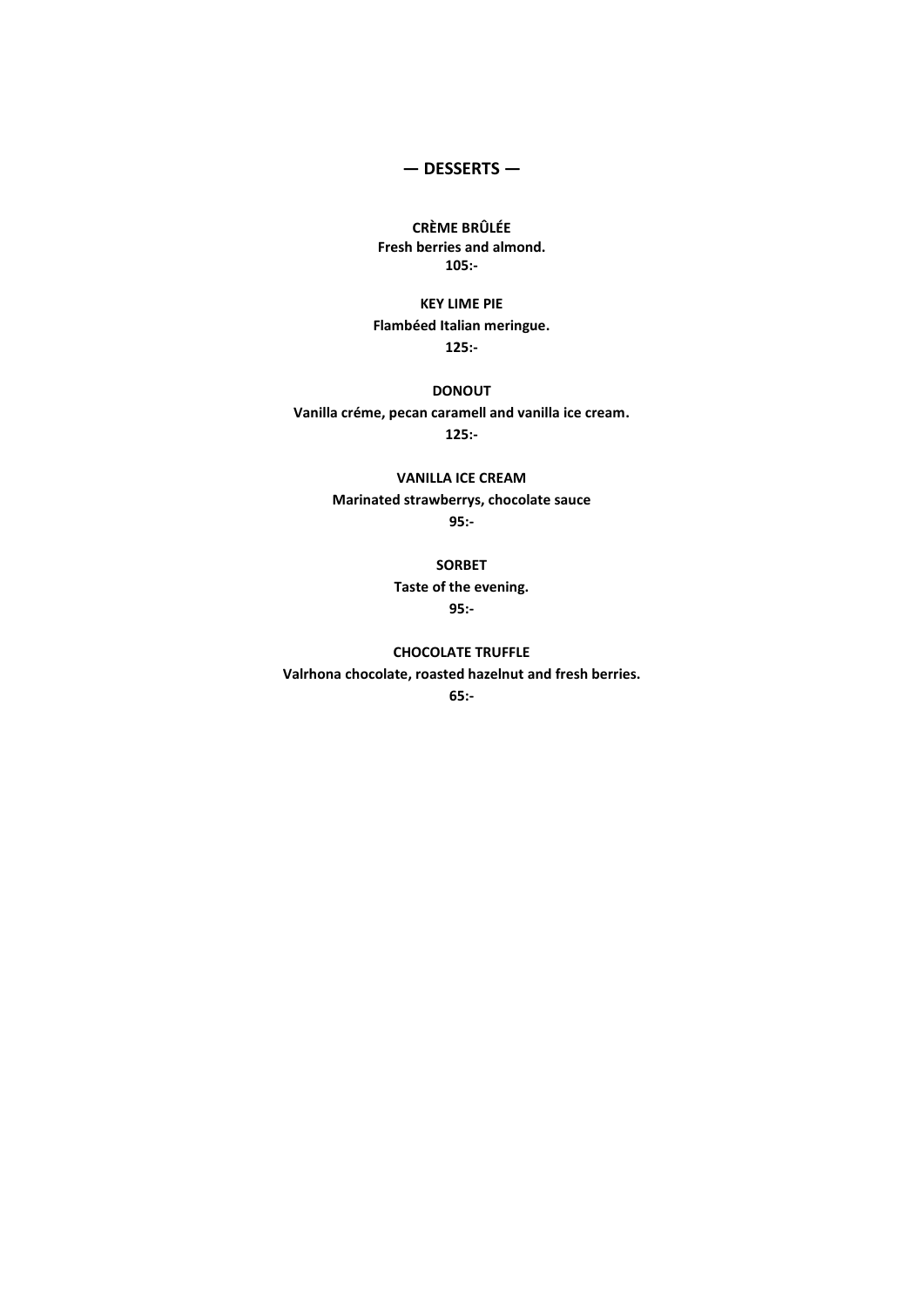## — DESSERTS —

**CRÈME BRÛLÉE**
**Fresh berries and almond.**
**105:-**

**KEY LIME PIE**
**Flambéed Italian meringue.**
**125:-**

**DONOUT**
**Vanilla créme, pecan caramell and vanilla ice cream.**
**125:-**

**VANILLA ICE CREAM**
**Marinated strawberrys, chocolate sauce**
**95:-**

**SORBET**
**Taste of the evening.**
**95:-**

**CHOCOLATE TRUFFLE**
**Valrhona chocolate, roasted hazelnut and fresh berries.**
**65:-**